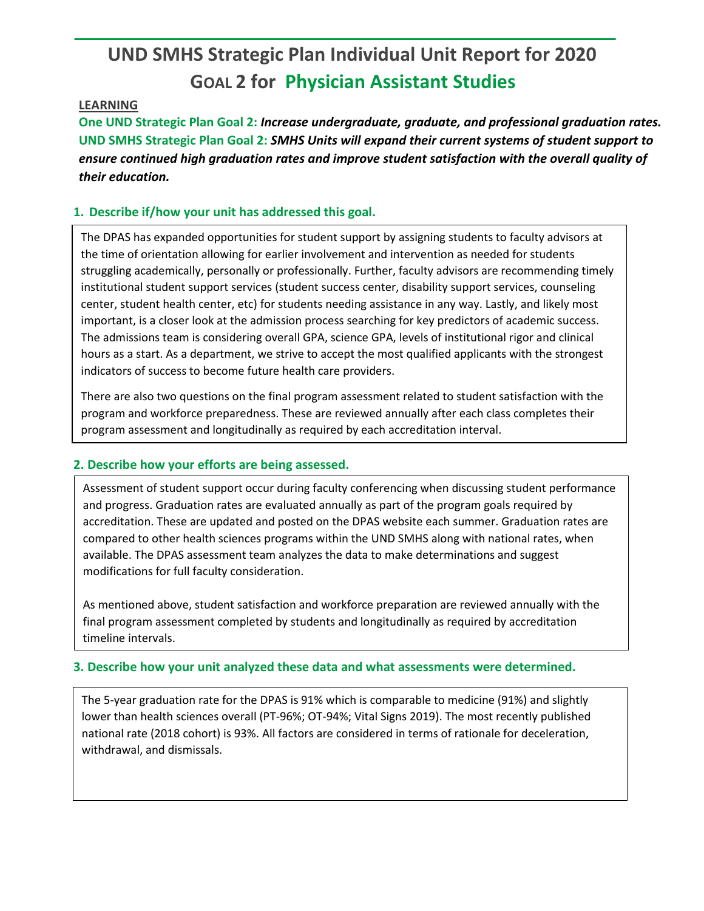# UND SMHS Strategic Plan Individual Unit Report for 2020

## GOAL 2 for Physician Assistant Studies

**LEARNING**

**One UND Strategic Plan Goal 2:** ***Increase undergraduate, graduate, and professional graduation rates.***
**UND SMHS Strategic Plan Goal 2:** ***SMHS Units will expand their current systems of student support to ensure continued high graduation rates and improve student satisfaction with the overall quality of their education.***

### 1. Describe if/how your unit has addressed this goal.

The DPAS has expanded opportunities for student support by assigning students to faculty advisors at the time of orientation allowing for earlier involvement and intervention as needed for students struggling academically, personally or professionally. Further, faculty advisors are recommending timely institutional student support services (student success center, disability support services, counseling center, student health center, etc) for students needing assistance in any way. Lastly, and likely most important, is a closer look at the admission process searching for key predictors of academic success. The admissions team is considering overall GPA, science GPA, levels of institutional rigor and clinical hours as a start. As a department, we strive to accept the most qualified applicants with the strongest indicators of success to become future health care providers.

There are also two questions on the final program assessment related to student satisfaction with the program and workforce preparedness. These are reviewed annually after each class completes their program assessment and longitudinally as required by each accreditation interval.

### 2. Describe how your efforts are being assessed.

Assessment of student support occur during faculty conferencing when discussing student performance and progress. Graduation rates are evaluated annually as part of the program goals required by accreditation. These are updated and posted on the DPAS website each summer. Graduation rates are compared to other health sciences programs within the UND SMHS along with national rates, when available. The DPAS assessment team analyzes the data to make determinations and suggest modifications for full faculty consideration.

As mentioned above, student satisfaction and workforce preparation are reviewed annually with the final program assessment completed by students and longitudinally as required by accreditation timeline intervals.

### 3. Describe how your unit analyzed these data and what assessments were determined.

The 5-year graduation rate for the DPAS is 91% which is comparable to medicine (91%) and slightly lower than health sciences overall (PT-96%; OT-94%; Vital Signs 2019). The most recently published national rate (2018 cohort) is 93%. All factors are considered in terms of rationale for deceleration, withdrawal, and dismissals.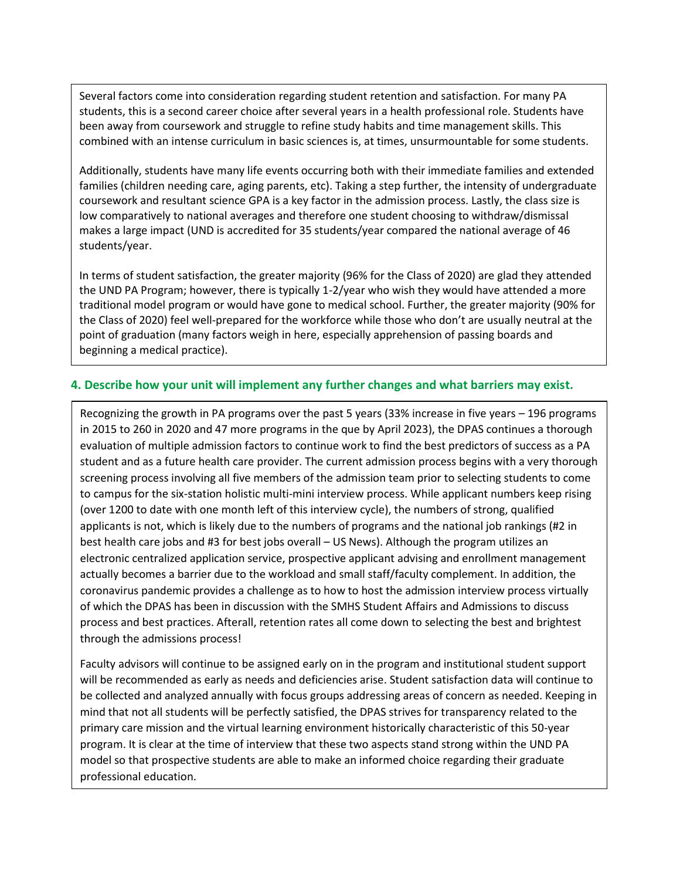Several factors come into consideration regarding student retention and satisfaction. For many PA students, this is a second career choice after several years in a health professional role. Students have been away from coursework and struggle to refine study habits and time management skills. This combined with an intense curriculum in basic sciences is, at times, unsurmountable for some students.

Additionally, students have many life events occurring both with their immediate families and extended families (children needing care, aging parents, etc). Taking a step further, the intensity of undergraduate coursework and resultant science GPA is a key factor in the admission process. Lastly, the class size is low comparatively to national averages and therefore one student choosing to withdraw/dismissal makes a large impact (UND is accredited for 35 students/year compared the national average of 46 students/year.

In terms of student satisfaction, the greater majority (96% for the Class of 2020) are glad they attended the UND PA Program; however, there is typically 1-2/year who wish they would have attended a more traditional model program or would have gone to medical school. Further, the greater majority (90% for the Class of 2020) feel well-prepared for the workforce while those who don't are usually neutral at the point of graduation (many factors weigh in here, especially apprehension of passing boards and beginning a medical practice).

### 4. Describe how your unit will implement any further changes and what barriers may exist.

Recognizing the growth in PA programs over the past 5 years (33% increase in five years – 196 programs in 2015 to 260 in 2020 and 47 more programs in the que by April 2023), the DPAS continues a thorough evaluation of multiple admission factors to continue work to find the best predictors of success as a PA student and as a future health care provider. The current admission process begins with a very thorough screening process involving all five members of the admission team prior to selecting students to come to campus for the six-station holistic multi-mini interview process. While applicant numbers keep rising (over 1200 to date with one month left of this interview cycle), the numbers of strong, qualified applicants is not, which is likely due to the numbers of programs and the national job rankings (#2 in best health care jobs and #3 for best jobs overall – US News). Although the program utilizes an electronic centralized application service, prospective applicant advising and enrollment management actually becomes a barrier due to the workload and small staff/faculty complement. In addition, the coronavirus pandemic provides a challenge as to how to host the admission interview process virtually of which the DPAS has been in discussion with the SMHS Student Affairs and Admissions to discuss process and best practices. Afterall, retention rates all come down to selecting the best and brightest through the admissions process!

Faculty advisors will continue to be assigned early on in the program and institutional student support will be recommended as early as needs and deficiencies arise. Student satisfaction data will continue to be collected and analyzed annually with focus groups addressing areas of concern as needed. Keeping in mind that not all students will be perfectly satisfied, the DPAS strives for transparency related to the primary care mission and the virtual learning environment historically characteristic of this 50-year program. It is clear at the time of interview that these two aspects stand strong within the UND PA model so that prospective students are able to make an informed choice regarding their graduate professional education.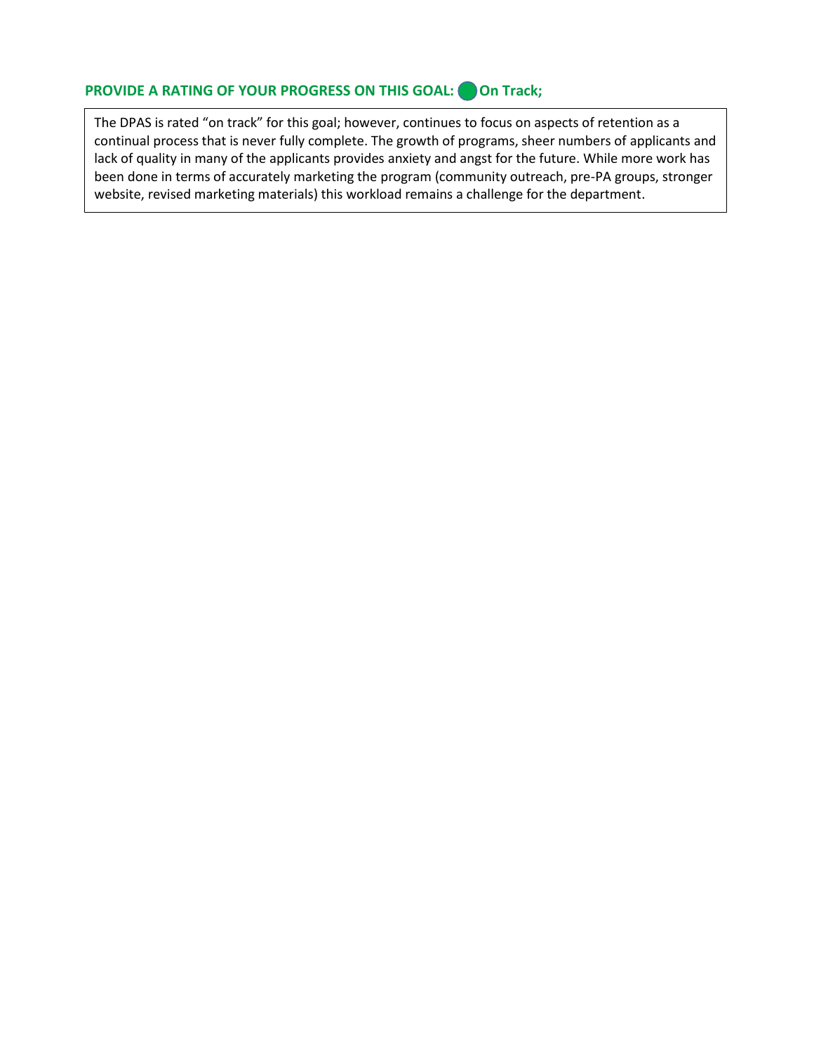**PROVIDE A RATING OF YOUR PROGRESS ON THIS GOAL: On Track;**

The DPAS is rated “on track” for this goal; however, continues to focus on aspects of retention as a continual process that is never fully complete. The growth of programs, sheer numbers of applicants and lack of quality in many of the applicants provides anxiety and angst for the future. While more work has been done in terms of accurately marketing the program (community outreach, pre-PA groups, stronger website, revised marketing materials) this workload remains a challenge for the department.